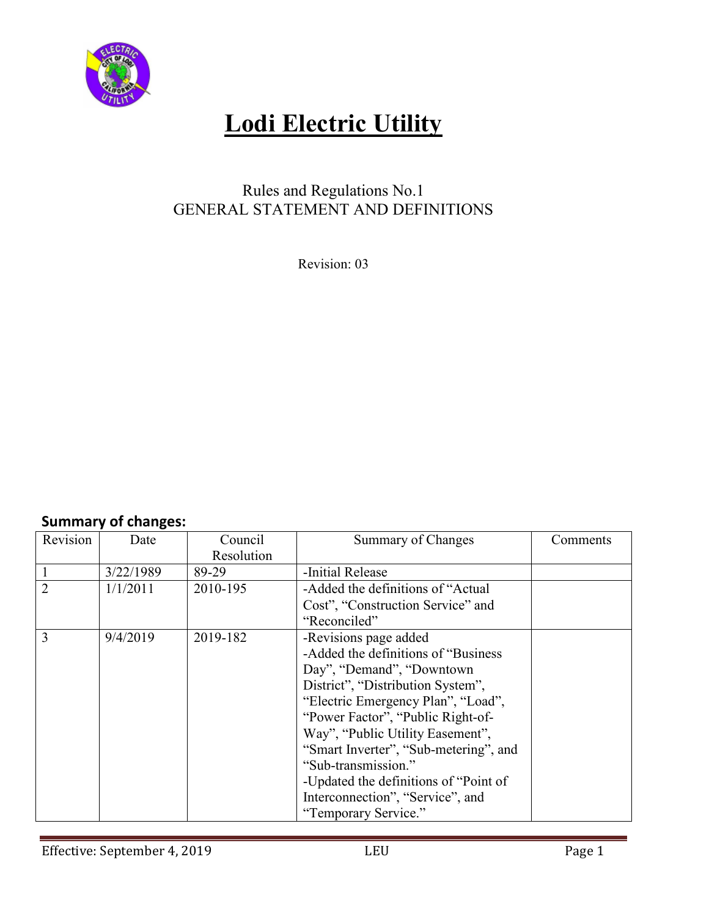# Lodi Electric Utility

Rules and Regulations No.1
GENERAL STATEMENT AND DEFINITIONS

Revision: 03

**Summary of changes:**

| Revision | Date | Council Resolution | Summary of Changes | Comments |
|---|---|---|---|---|
| 1 | 3/22/1989 | 89-29 | -Initial Release | |
| 2 | 1/1/2011 | 2010-195 | -Added the definitions of "Actual Cost", "Construction Service" and "Reconciled" | |
| 3 | 9/4/2019 | 2019-182 | -Revisions page added<br>-Added the definitions of "Business Day", "Demand", "Downtown District", "Distribution System", "Electric Emergency Plan", "Load", "Power Factor", "Public Right-of-Way", "Public Utility Easement", "Smart Inverter", "Sub-metering", and "Sub-transmission."<br>-Updated the definitions of "Point of Interconnection", "Service", and "Temporary Service." | |

Effective: September 4, 2019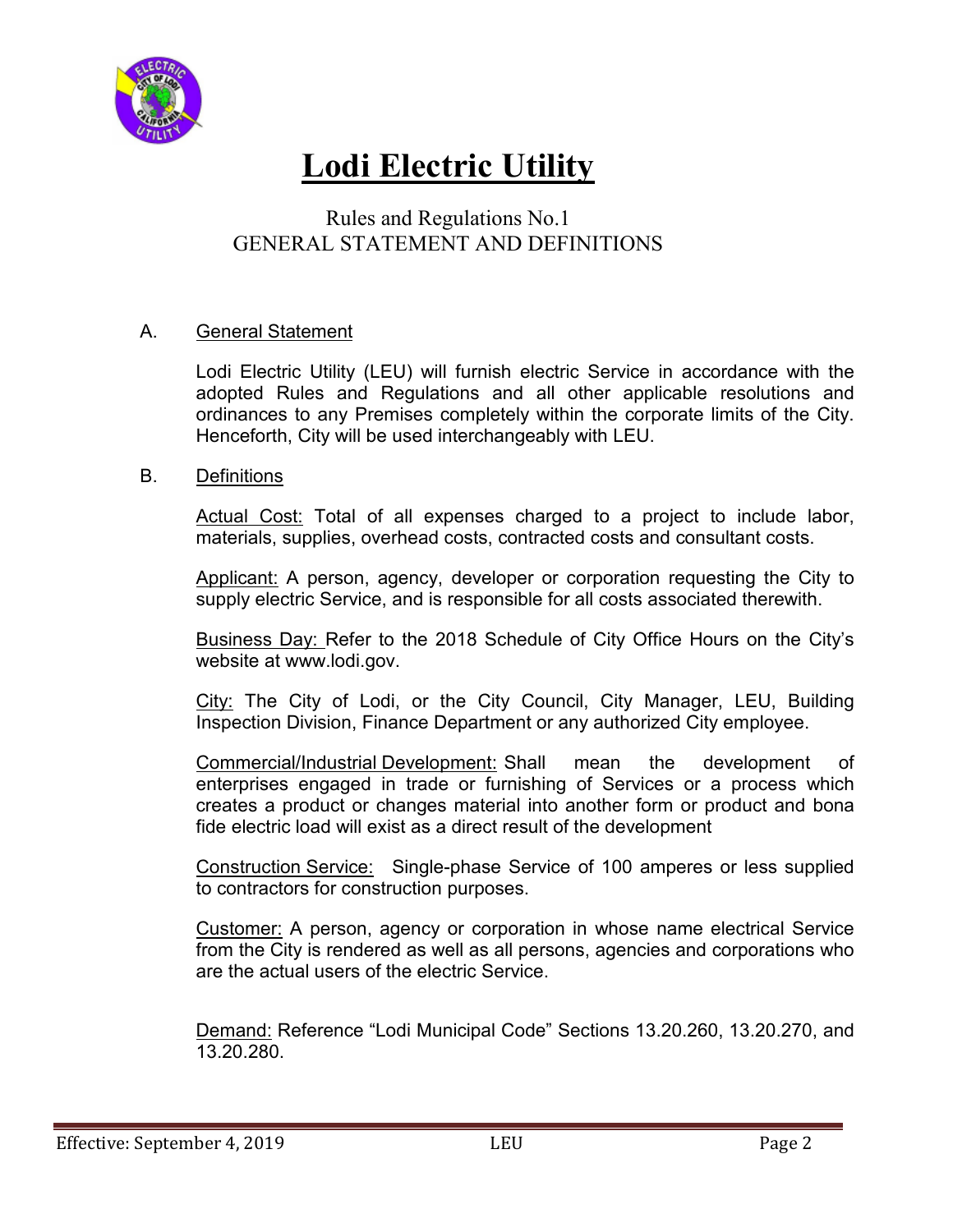# Lodi Electric Utility

Rules and Regulations No.1
GENERAL STATEMENT AND DEFINITIONS

A. General Statement

Lodi Electric Utility (LEU) will furnish electric Service in accordance with the adopted Rules and Regulations and all other applicable resolutions and ordinances to any Premises completely within the corporate limits of the City. Henceforth, City will be used interchangeably with LEU.

B. Definitions

Actual Cost: Total of all expenses charged to a project to include labor, materials, supplies, overhead costs, contracted costs and consultant costs.

Applicant: A person, agency, developer or corporation requesting the City to supply electric Service, and is responsible for all costs associated therewith.

Business Day: Refer to the 2018 Schedule of City Office Hours on the City's website at www.lodi.gov.

City: The City of Lodi, or the City Council, City Manager, LEU, Building Inspection Division, Finance Department or any authorized City employee.

Commercial/Industrial Development: Shall mean the development of enterprises engaged in trade or furnishing of Services or a process which creates a product or changes material into another form or product and bona fide electric load will exist as a direct result of the development

Construction Service: Single-phase Service of 100 amperes or less supplied to contractors for construction purposes.

Customer: A person, agency or corporation in whose name electrical Service from the City is rendered as well as all persons, agencies and corporations who are the actual users of the electric Service.

Demand: Reference "Lodi Municipal Code" Sections 13.20.260, 13.20.270, and 13.20.280.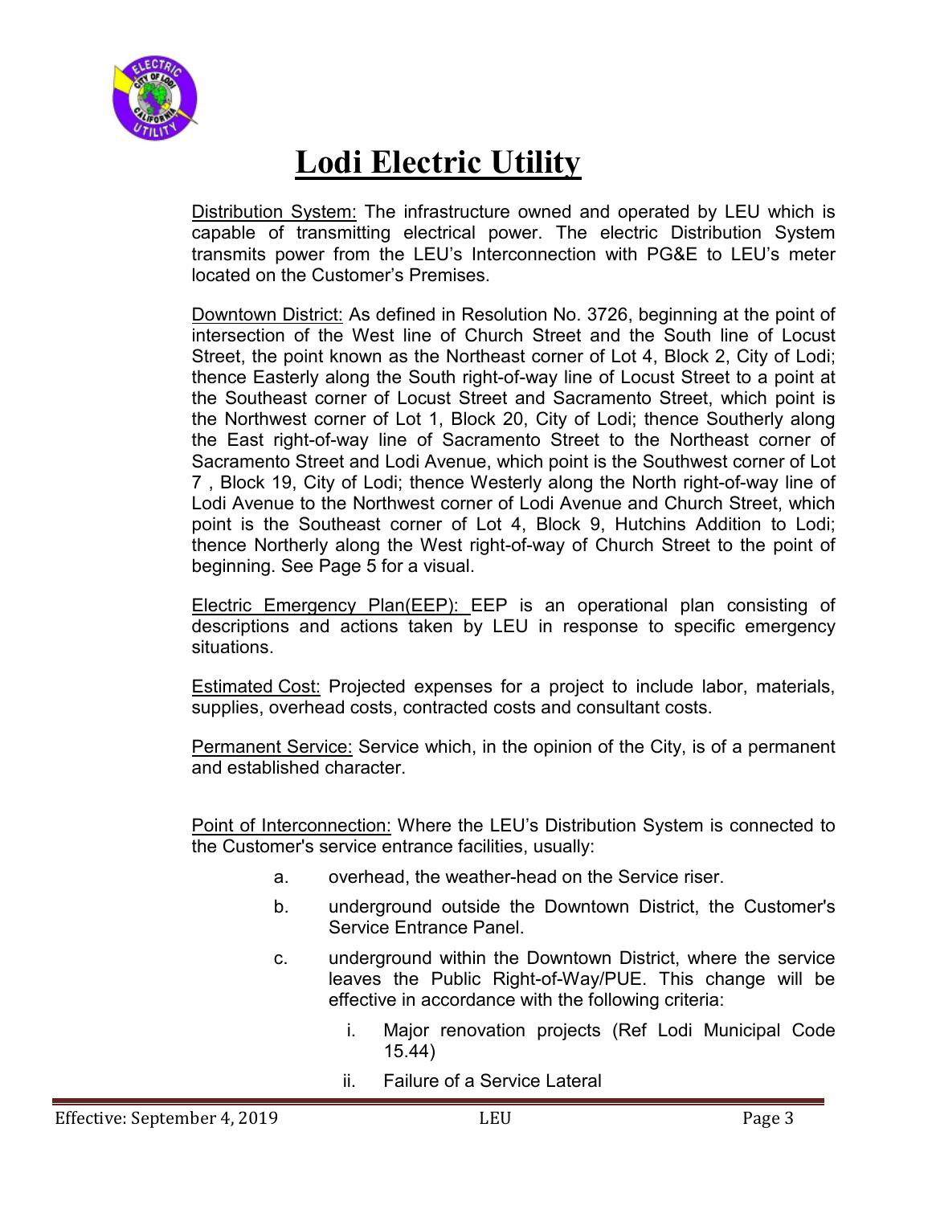# Lodi Electric Utility

Distribution System: The infrastructure owned and operated by LEU which is capable of transmitting electrical power. The electric Distribution System transmits power from the LEU's Interconnection with PG&E to LEU's meter located on the Customer's Premises.

Downtown District: As defined in Resolution No. 3726, beginning at the point of intersection of the West line of Church Street and the South line of Locust Street, the point known as the Northeast corner of Lot 4, Block 2, City of Lodi; thence Easterly along the South right-of-way line of Locust Street to a point at the Southeast corner of Locust Street and Sacramento Street, which point is the Northwest corner of Lot 1, Block 20, City of Lodi; thence Southerly along the East right-of-way line of Sacramento Street to the Northeast corner of Sacramento Street and Lodi Avenue, which point is the Southwest corner of Lot 7 , Block 19, City of Lodi; thence Westerly along the North right-of-way line of Lodi Avenue to the Northwest corner of Lodi Avenue and Church Street, which point is the Southeast corner of Lot 4, Block 9, Hutchins Addition to Lodi; thence Northerly along the West right-of-way of Church Street to the point of beginning. See Page 5 for a visual.

Electric Emergency Plan(EEP): EEP is an operational plan consisting of descriptions and actions taken by LEU in response to specific emergency situations.

Estimated Cost: Projected expenses for a project to include labor, materials, supplies, overhead costs, contracted costs and consultant costs.

Permanent Service: Service which, in the opinion of the City, is of a permanent and established character.

Point of Interconnection: Where the LEU's Distribution System is connected to the Customer's service entrance facilities, usually:

a. overhead, the weather-head on the Service riser.

b. underground outside the Downtown District, the Customer's Service Entrance Panel.

c. underground within the Downtown District, where the service leaves the Public Right-of-Way/PUE. This change will be effective in accordance with the following criteria:

   i. Major renovation projects (Ref Lodi Municipal Code 15.44)

   ii. Failure of a Service Lateral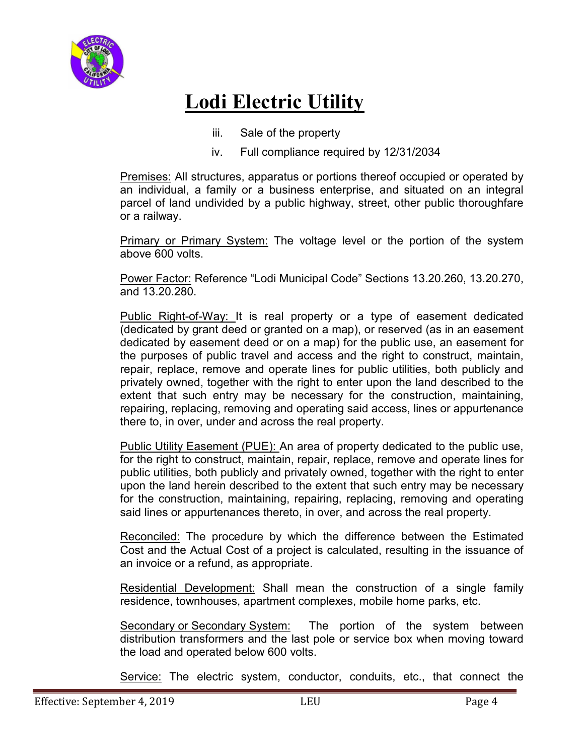iii. Sale of the property

iv. Full compliance required by 12/31/2034

Premises: All structures, apparatus or portions thereof occupied or operated by an individual, a family or a business enterprise, and situated on an integral parcel of land undivided by a public highway, street, other public thoroughfare or a railway.

Primary or Primary System: The voltage level or the portion of the system above 600 volts.

Power Factor: Reference "Lodi Municipal Code" Sections 13.20.260, 13.20.270, and 13.20.280.

Public Right-of-Way: It is real property or a type of easement dedicated (dedicated by grant deed or granted on a map), or reserved (as in an easement dedicated by easement deed or on a map) for the public use, an easement for the purposes of public travel and access and the right to construct, maintain, repair, replace, remove and operate lines for public utilities, both publicly and privately owned, together with the right to enter upon the land described to the extent that such entry may be necessary for the construction, maintaining, repairing, replacing, removing and operating said access, lines or appurtenance there to, in over, under and across the real property.

Public Utility Easement (PUE): An area of property dedicated to the public use, for the right to construct, maintain, repair, replace, remove and operate lines for public utilities, both publicly and privately owned, together with the right to enter upon the land herein described to the extent that such entry may be necessary for the construction, maintaining, repairing, replacing, removing and operating said lines or appurtenances thereto, in over, and across the real property.

Reconciled: The procedure by which the difference between the Estimated Cost and the Actual Cost of a project is calculated, resulting in the issuance of an invoice or a refund, as appropriate.

Residential Development: Shall mean the construction of a single family residence, townhouses, apartment complexes, mobile home parks, etc.

Secondary or Secondary System: The portion of the system between distribution transformers and the last pole or service box when moving toward the load and operated below 600 volts.

Service: The electric system, conductor, conduits, etc., that connect the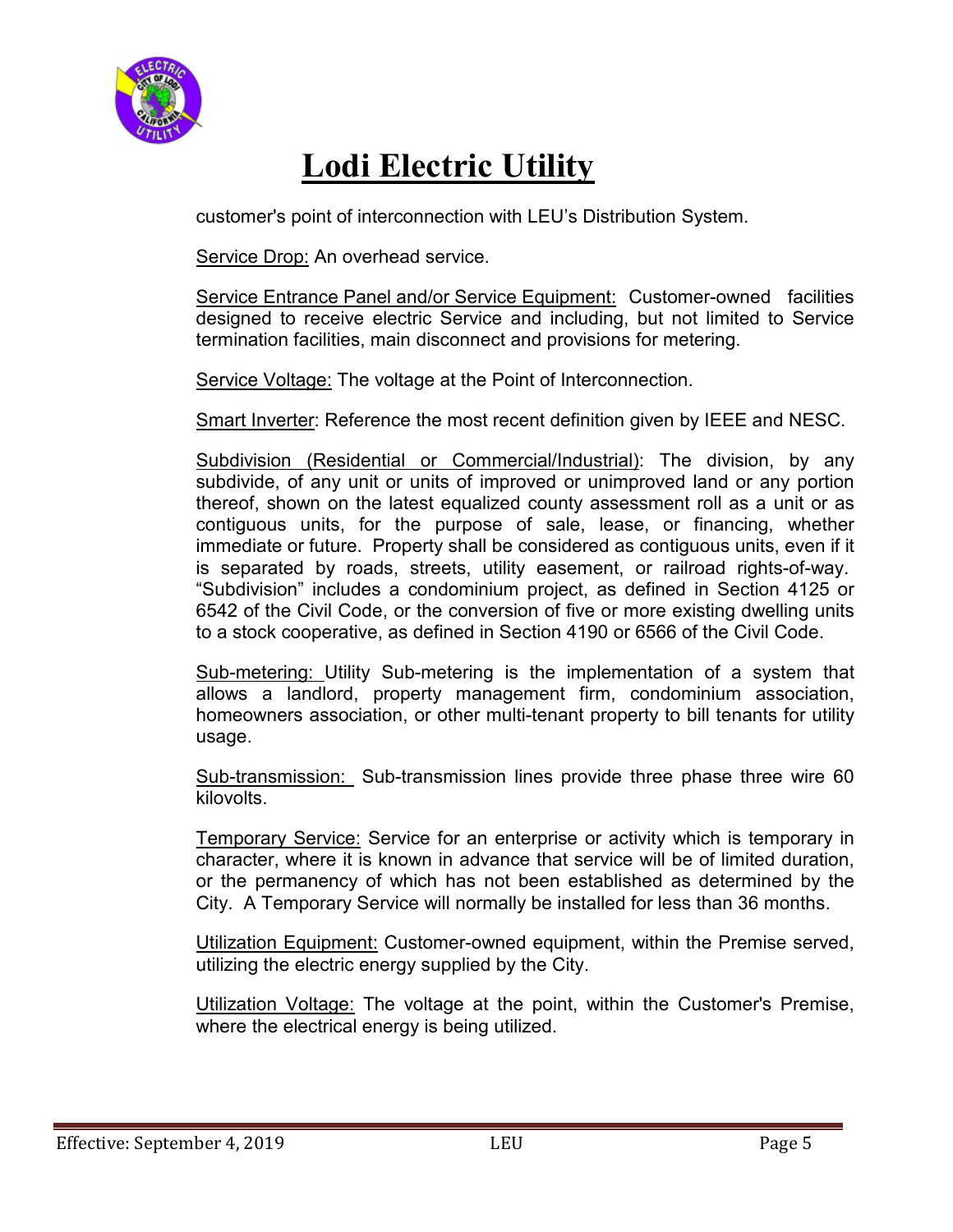customer's point of interconnection with LEU's Distribution System.

Service Drop: An overhead service.

Service Entrance Panel and/or Service Equipment: Customer-owned facilities designed to receive electric Service and including, but not limited to Service termination facilities, main disconnect and provisions for metering.

Service Voltage: The voltage at the Point of Interconnection.

Smart Inverter: Reference the most recent definition given by IEEE and NESC.

Subdivision (Residential or Commercial/Industrial): The division, by any subdivide, of any unit or units of improved or unimproved land or any portion thereof, shown on the latest equalized county assessment roll as a unit or as contiguous units, for the purpose of sale, lease, or financing, whether immediate or future. Property shall be considered as contiguous units, even if it is separated by roads, streets, utility easement, or railroad rights-of-way. "Subdivision" includes a condominium project, as defined in Section 4125 or 6542 of the Civil Code, or the conversion of five or more existing dwelling units to a stock cooperative, as defined in Section 4190 or 6566 of the Civil Code.

Sub-metering: Utility Sub-metering is the implementation of a system that allows a landlord, property management firm, condominium association, homeowners association, or other multi-tenant property to bill tenants for utility usage.

Sub-transmission: Sub-transmission lines provide three phase three wire 60 kilovolts.

Temporary Service: Service for an enterprise or activity which is temporary in character, where it is known in advance that service will be of limited duration, or the permanency of which has not been established as determined by the City. A Temporary Service will normally be installed for less than 36 months.

Utilization Equipment: Customer-owned equipment, within the Premise served, utilizing the electric energy supplied by the City.

Utilization Voltage: The voltage at the point, within the Customer's Premise, where the electrical energy is being utilized.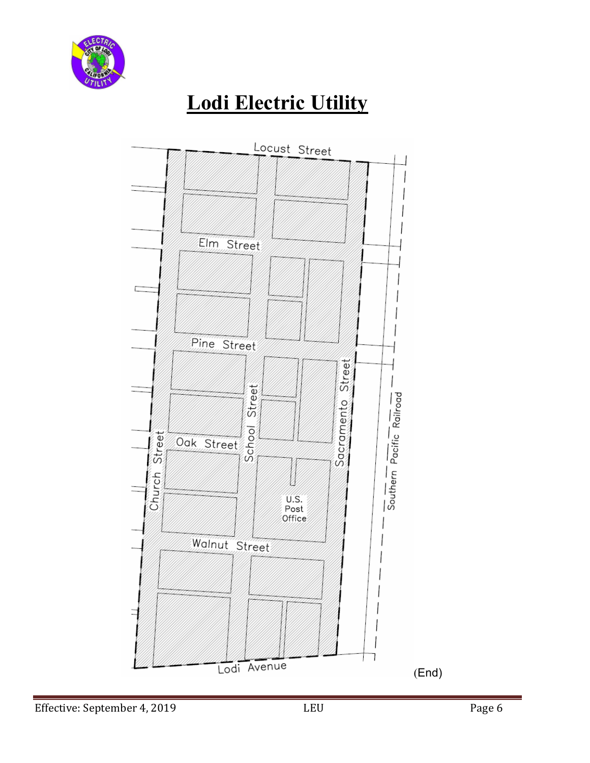# Lodi Electric Utility

Locust Street

Elm Street

Pine Street

Oak Street

Walnut Street

Lodi Avenue

Church Street

School Street

Sacramento Street

Southern Pacific Railroad

U.S. Post Office

(End)